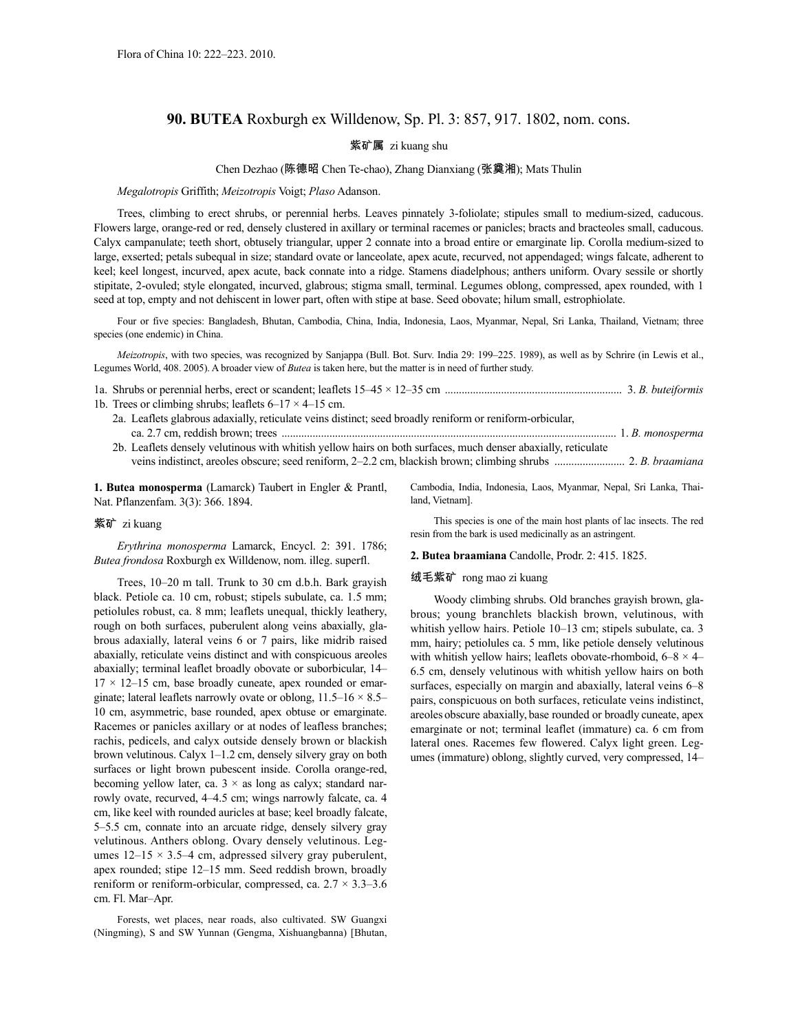Flora of China 10: 222–223. 2010.

# 90. BUTEA Roxburgh ex Willdenow, Sp. Pl. 3: 857, 917. 1802, nom. cons.

紫矿属 zi kuang shu

Chen Dezhao (陈德昭 Chen Te-chao), Zhang Dianxiang (张奠湘); Mats Thulin

*Megalotropis* Griffith; *Meizotropis* Voigt; *Plaso* Adanson.

Trees, climbing to erect shrubs, or perennial herbs. Leaves pinnately 3-foliolate; stipules small to medium-sized, caducous. Flowers large, orange-red or red, densely clustered in axillary or terminal racemes or panicles; bracts and bracteoles small, caducous. Calyx campanulate; teeth short, obtusely triangular, upper 2 connate into a broad entire or emarginate lip. Corolla medium-sized to large, exserted; petals subequal in size; standard ovate or lanceolate, apex acute, recurved, not appendaged; wings falcate, adherent to keel; keel longest, incurved, apex acute, back connate into a ridge. Stamens diadelphous; anthers uniform. Ovary sessile or shortly stipitate, 2-ovuled; style elongated, incurved, glabrous; stigma small, terminal. Legumes oblong, compressed, apex rounded, with 1 seed at top, empty and not dehiscent in lower part, often with stipe at base. Seed obovate; hilum small, estrophiolate.

Four or five species: Bangladesh, Bhutan, Cambodia, China, India, Indonesia, Laos, Myanmar, Nepal, Sri Lanka, Thailand, Vietnam; three species (one endemic) in China.

*Meizotropis*, with two species, was recognized by Sanjappa (Bull. Bot. Surv. India 29: 199–225. 1989), as well as by Schrire (in Lewis et al., Legumes World, 408. 2005). A broader view of *Butea* is taken here, but the matter is in need of further study.

1a. Shrubs or perennial herbs, erect or scandent; leaflets 15–45 × 12–35 cm .............................................................. 3. *B. buteiformis*
1b. Trees or climbing shrubs; leaflets 6–17 × 4–15 cm.
  2a. Leaflets glabrous adaxially, reticulate veins distinct; seed broadly reniform or reniform-orbicular, ca. 2.7 cm, reddish brown; trees .................................................................................................................... 1. *B. monosperma*
  2b. Leaflets densely velutinous with whitish yellow hairs on both surfaces, much denser abaxially, reticulate veins indistinct, areoles obscure; seed reniform, 2–2.2 cm, blackish brown; climbing shrubs ......................... 2. *B. braamiana*

**1. Butea monosperma** (Lamarck) Taubert in Engler & Prantl, Nat. Pflanzenfam. 3(3): 366. 1894.

紫矿 zi kuang

*Erythrina monosperma* Lamarck, Encycl. 2: 391. 1786; *Butea frondosa* Roxburgh ex Willdenow, nom. illeg. superfl.

Trees, 10–20 m tall. Trunk to 30 cm d.b.h. Bark grayish black. Petiole ca. 10 cm, robust; stipels subulate, ca. 1.5 mm; petiolules robust, ca. 8 mm; leaflets unequal, thickly leathery, rough on both surfaces, puberulent along veins abaxially, glabrous adaxially, lateral veins 6 or 7 pairs, like midrib raised abaxially, reticulate veins distinct and with conspicuous areoles abaxially; terminal leaflet broadly obovate or suborbicular, 14–17 × 12–15 cm, base broadly cuneate, apex rounded or emarginate; lateral leaflets narrowly ovate or oblong, 11.5–16 × 8.5–10 cm, asymmetric, base rounded, apex obtuse or emarginate. Racemes or panicles axillary or at nodes of leafless branches; rachis, pedicels, and calyx outside densely brown or blackish brown velutinous. Calyx 1–1.2 cm, densely silvery gray on both surfaces or light brown pubescent inside. Corolla orange-red, becoming yellow later, ca. 3 × as long as calyx; standard narrowly ovate, recurved, 4–4.5 cm; wings narrowly falcate, ca. 4 cm, like keel with rounded auricles at base; keel broadly falcate, 5–5.5 cm, connate into an arcuate ridge, densely silvery gray velutinous. Anthers oblong. Ovary densely velutinous. Legumes 12–15 × 3.5–4 cm, adpressed silvery gray puberulent, apex rounded; stipe 12–15 mm. Seed reddish brown, broadly reniform or reniform-orbicular, compressed, ca. 2.7 × 3.3–3.6 cm. Fl. Mar–Apr.

Forests, wet places, near roads, also cultivated. SW Guangxi (Ningming), S and SW Yunnan (Gengma, Xishuangbanna) [Bhutan, Cambodia, India, Indonesia, Laos, Myanmar, Nepal, Sri Lanka, Thailand, Vietnam].

This species is one of the main host plants of lac insects. The red resin from the bark is used medicinally as an astringent.

**2. Butea braamiana** Candolle, Prodr. 2: 415. 1825.

绒毛紫矿 rong mao zi kuang

Woody climbing shrubs. Old branches grayish brown, glabrous; young branchlets blackish brown, velutinous, with whitish yellow hairs. Petiole 10–13 cm; stipels subulate, ca. 3 mm, hairy; petiolules ca. 5 mm, like petiole densely velutinous with whitish yellow hairs; leaflets obovate-rhomboid, 6–8 × 4–6.5 cm, densely velutinous with whitish yellow hairs on both surfaces, especially on margin and abaxially, lateral veins 6–8 pairs, conspicuous on both surfaces, reticulate veins indistinct, areoles obscure abaxially, base rounded or broadly cuneate, apex emarginate or not; terminal leaflet (immature) ca. 6 cm from lateral ones. Racemes few flowered. Calyx light green. Legumes (immature) oblong, slightly curved, very compressed, 14–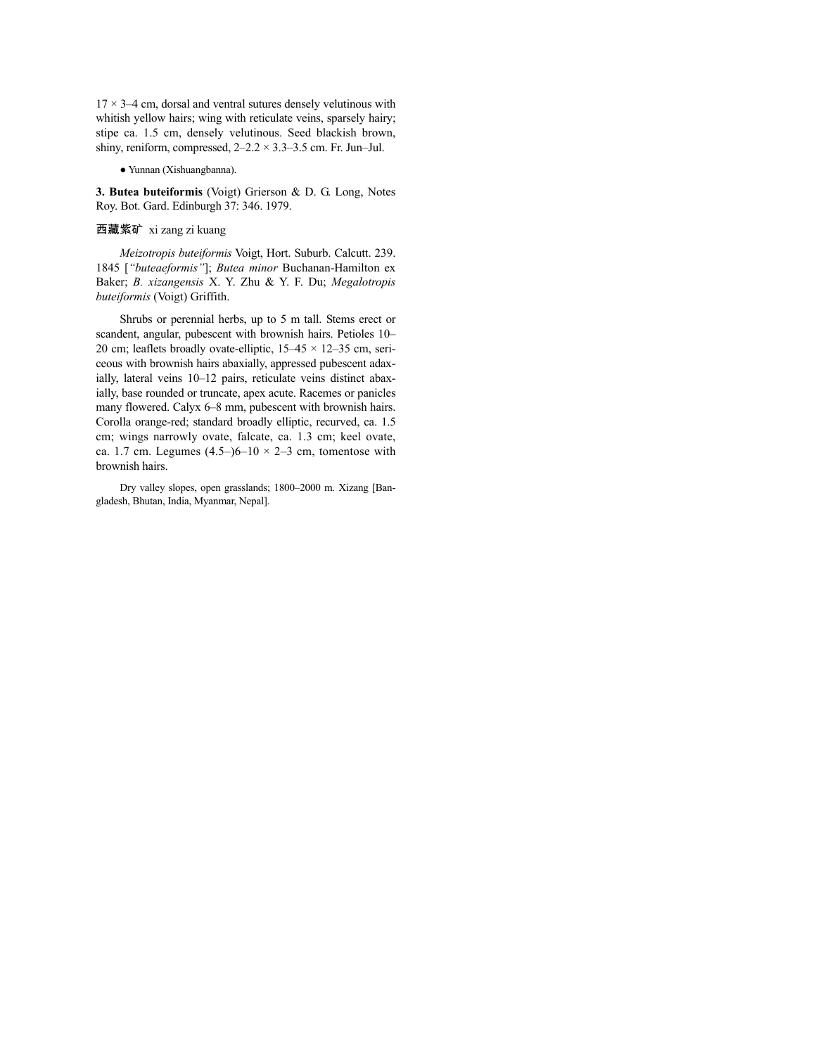17 × 3–4 cm, dorsal and ventral sutures densely velutinous with whitish yellow hairs; wing with reticulate veins, sparsely hairy; stipe ca. 1.5 cm, densely velutinous. Seed blackish brown, shiny, reniform, compressed, 2–2.2 × 3.3–3.5 cm. Fr. Jun–Jul.

● Yunnan (Xishuangbanna).

**3. Butea buteiformis** (Voigt) Grierson & D. G. Long, Notes Roy. Bot. Gard. Edinburgh 37: 346. 1979.

**西藏紫矿** xi zang zi kuang

*Meizotropis buteiformis* Voigt, Hort. Suburb. Calcutt. 239. 1845 [*"buteaeformis"*]; *Butea minor* Buchanan-Hamilton ex Baker; *B. xizangensis* X. Y. Zhu & Y. F. Du; *Megalotropis buteiformis* (Voigt) Griffith.

Shrubs or perennial herbs, up to 5 m tall. Stems erect or scandent, angular, pubescent with brownish hairs. Petioles 10–20 cm; leaflets broadly ovate-elliptic, 15–45 × 12–35 cm, sericeous with brownish hairs abaxially, appressed pubescent adaxially, lateral veins 10–12 pairs, reticulate veins distinct abaxially, base rounded or truncate, apex acute. Racemes or panicles many flowered. Calyx 6–8 mm, pubescent with brownish hairs. Corolla orange-red; standard broadly elliptic, recurved, ca. 1.5 cm; wings narrowly ovate, falcate, ca. 1.3 cm; keel ovate, ca. 1.7 cm. Legumes (4.5–)6–10 × 2–3 cm, tomentose with brownish hairs.

Dry valley slopes, open grasslands; 1800–2000 m. Xizang [Bangladesh, Bhutan, India, Myanmar, Nepal].